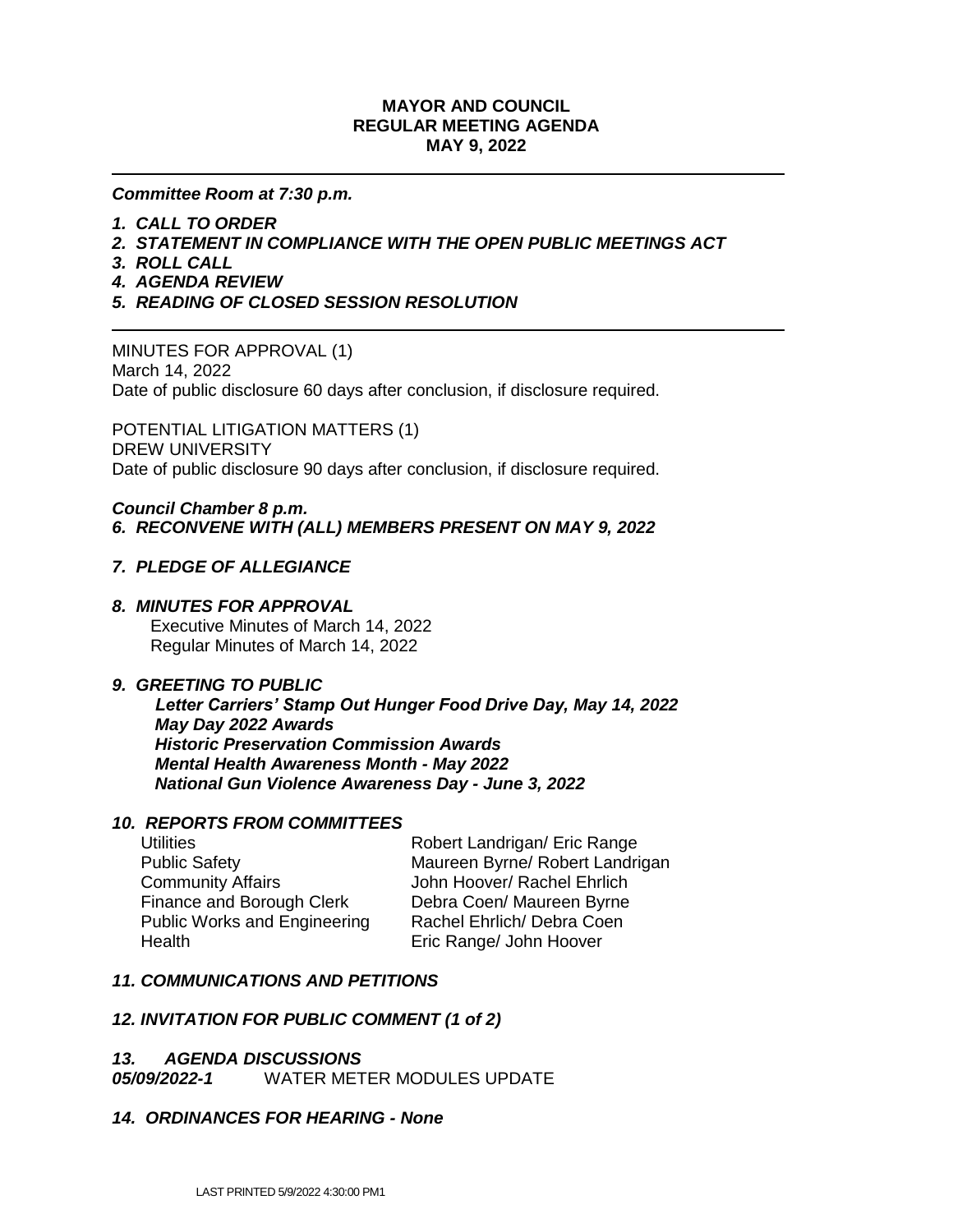**MAYOR AND COUNCIL**
**REGULAR MEETING AGENDA**
**MAY 9, 2022**

---

***Committee Room at 7:30 p.m.***

***1. CALL TO ORDER***
***2. STATEMENT IN COMPLIANCE WITH THE OPEN PUBLIC MEETINGS ACT***
***3. ROLL CALL***
***4. AGENDA REVIEW***
***5. READING OF CLOSED SESSION RESOLUTION***

---

MINUTES FOR APPROVAL (1)
March 14, 2022
Date of public disclosure 60 days after conclusion, if disclosure required.

POTENTIAL LITIGATION MATTERS (1)
DREW UNIVERSITY
Date of public disclosure 90 days after conclusion, if disclosure required.

***Council Chamber 8 p.m.***
***6. RECONVENE WITH (ALL) MEMBERS PRESENT ON MAY 9, 2022***

***7. PLEDGE OF ALLEGIANCE***

***8. MINUTES FOR APPROVAL***
Executive Minutes of March 14, 2022
Regular Minutes of March 14, 2022

***9. GREETING TO PUBLIC***
***Letter Carriers' Stamp Out Hunger Food Drive Day, May 14, 2022***
***May Day 2022 Awards***
***Historic Preservation Commission Awards***
***Mental Health Awareness Month - May 2022***
***National Gun Violence Awareness Day - June 3, 2022***

***10. REPORTS FROM COMMITTEES***

| | |
|---|---|
| Utilities | Robert Landrigan/ Eric Range |
| Public Safety | Maureen Byrne/ Robert Landrigan |
| Community Affairs | John Hoover/ Rachel Ehrlich |
| Finance and Borough Clerk | Debra Coen/ Maureen Byrne |
| Public Works and Engineering | Rachel Ehrlich/ Debra Coen |
| Health | Eric Range/ John Hoover |

***11. COMMUNICATIONS AND PETITIONS***

***12. INVITATION FOR PUBLIC COMMENT (1 of 2)***

***13. AGENDA DISCUSSIONS***
***05/09/2022-1*** WATER METER MODULES UPDATE

***14. ORDINANCES FOR HEARING - None***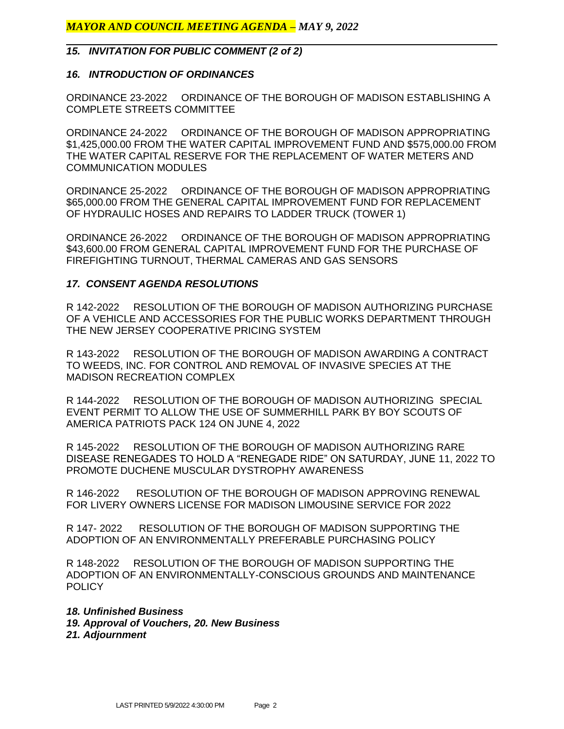## *15. INVITATION FOR PUBLIC COMMENT (2 of 2)*

## *16. INTRODUCTION OF ORDINANCES*

ORDINANCE 23-2022 ORDINANCE OF THE BOROUGH OF MADISON ESTABLISHING A COMPLETE STREETS COMMITTEE

ORDINANCE 24-2022 ORDINANCE OF THE BOROUGH OF MADISON APPROPRIATING $1,425,000.00 FROM THE WATER CAPITAL IMPROVEMENT FUND AND $575,000.00 FROM THE WATER CAPITAL RESERVE FOR THE REPLACEMENT OF WATER METERS AND COMMUNICATION MODULES

ORDINANCE 25-2022 ORDINANCE OF THE BOROUGH OF MADISON APPROPRIATING $65,000.00 FROM THE GENERAL CAPITAL IMPROVEMENT FUND FOR REPLACEMENT OF HYDRAULIC HOSES AND REPAIRS TO LADDER TRUCK (TOWER 1)

ORDINANCE 26-2022 ORDINANCE OF THE BOROUGH OF MADISON APPROPRIATING $43,600.00 FROM GENERAL CAPITAL IMPROVEMENT FUND FOR THE PURCHASE OF FIREFIGHTING TURNOUT, THERMAL CAMERAS AND GAS SENSORS

## *17. CONSENT AGENDA RESOLUTIONS*

R 142-2022 RESOLUTION OF THE BOROUGH OF MADISON AUTHORIZING PURCHASE OF A VEHICLE AND ACCESSORIES FOR THE PUBLIC WORKS DEPARTMENT THROUGH THE NEW JERSEY COOPERATIVE PRICING SYSTEM

R 143-2022 RESOLUTION OF THE BOROUGH OF MADISON AWARDING A CONTRACT TO WEEDS, INC. FOR CONTROL AND REMOVAL OF INVASIVE SPECIES AT THE MADISON RECREATION COMPLEX

R 144-2022 RESOLUTION OF THE BOROUGH OF MADISON AUTHORIZING SPECIAL EVENT PERMIT TO ALLOW THE USE OF SUMMERHILL PARK BY BOY SCOUTS OF AMERICA PATRIOTS PACK 124 ON JUNE 4, 2022

R 145-2022 RESOLUTION OF THE BOROUGH OF MADISON AUTHORIZING RARE DISEASE RENEGADES TO HOLD A "RENEGADE RIDE" ON SATURDAY, JUNE 11, 2022 TO PROMOTE DUCHENE MUSCULAR DYSTROPHY AWARENESS

R 146-2022 RESOLUTION OF THE BOROUGH OF MADISON APPROVING RENEWAL FOR LIVERY OWNERS LICENSE FOR MADISON LIMOUSINE SERVICE FOR 2022

R 147- 2022 RESOLUTION OF THE BOROUGH OF MADISON SUPPORTING THE ADOPTION OF AN ENVIRONMENTALLY PREFERABLE PURCHASING POLICY

R 148-2022 RESOLUTION OF THE BOROUGH OF MADISON SUPPORTING THE ADOPTION OF AN ENVIRONMENTALLY-CONSCIOUS GROUNDS AND MAINTENANCE POLICY

***18. Unfinished Business***
***19. Approval of Vouchers, 20. New Business***
***21. Adjournment***